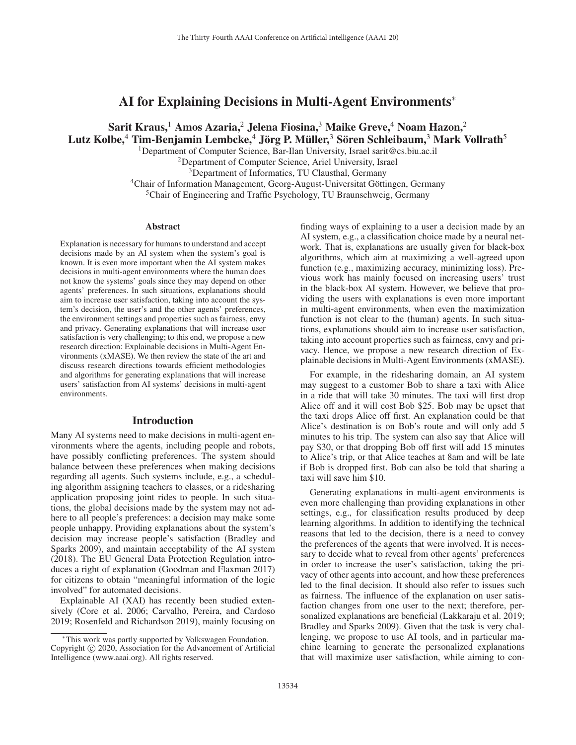# AI for Explaining Decisions in Multi-Agent Environments*

**Sarit Kraus,[1] Amos Azaria,[2] Jelena Fiosina,[3] Maike Greve,[4] Noam Hazon,[2] Lutz Kolbe,[4] Tim-Benjamin Lembcke,[4] Jörg P. Müller,[3] Sören Schleibaum,[3] Mark Vollrath[5]**

[1]Department of Computer Science, Bar-Ilan University, Israel sarit@cs.biu.ac.il
[2]Department of Computer Science, Ariel University, Israel
[3]Department of Informatics, TU Clausthal, Germany
[4]Chair of Information Management, Georg-August-Universitat Göttingen, Germany
[5]Chair of Engineering and Traffic Psychology, TU Braunschweig, Germany

## Abstract

Explanation is necessary for humans to understand and accept decisions made by an AI system when the system's goal is known. It is even more important when the AI system makes decisions in multi-agent environments where the human does not know the systems' goals since they may depend on other agents' preferences. In such situations, explanations should aim to increase user satisfaction, taking into account the system's decision, the user's and the other agents' preferences, the environment settings and properties such as fairness, envy and privacy. Generating explanations that will increase user satisfaction is very challenging; to this end, we propose a new research direction: Explainable decisions in Multi-Agent Environments (xMASE). We then review the state of the art and discuss research directions towards efficient methodologies and algorithms for generating explanations that will increase users' satisfaction from AI systems' decisions in multi-agent environments.

## Introduction

Many AI systems need to make decisions in multi-agent environments where the agents, including people and robots, have possibly conflicting preferences. The system should balance between these preferences when making decisions regarding all agents. Such systems include, e.g., a scheduling algorithm assigning teachers to classes, or a ridesharing application proposing joint rides to people. In such situations, the global decisions made by the system may not adhere to all people's preferences: a decision may make some people unhappy. Providing explanations about the system's decision may increase people's satisfaction (Bradley and Sparks 2009), and maintain acceptability of the AI system (2018). The EU General Data Protection Regulation introduces a right of explanation (Goodman and Flaxman 2017) for citizens to obtain "meaningful information of the logic involved" for automated decisions.

Explainable AI (XAI) has recently been studied extensively (Core et al. 2006; Carvalho, Pereira, and Cardoso 2019; Rosenfeld and Richardson 2019), mainly focusing on finding ways of explaining to a user a decision made by an AI system, e.g., a classification choice made by a neural network. That is, explanations are usually given for black-box algorithms, which aim at maximizing a well-agreed upon function (e.g., maximizing accuracy, minimizing loss). Previous work has mainly focused on increasing users' trust in the black-box AI system. However, we believe that providing the users with explanations is even more important in multi-agent environments, when even the maximization function is not clear to the (human) agents. In such situations, explanations should aim to increase user satisfaction, taking into account properties such as fairness, envy and privacy. Hence, we propose a new research direction of Explainable decisions in Multi-Agent Environments (xMASE).

For example, in the ridesharing domain, an AI system may suggest to a customer Bob to share a taxi with Alice in a ride that will take 30 minutes. The taxi will first drop Alice off and it will cost Bob $25. Bob may be upset that the taxi drops Alice off first. An explanation could be that Alice's destination is on Bob's route and will only add 5 minutes to his trip. The system can also say that Alice will pay $30, or that dropping Bob off first will add 15 minutes to Alice's trip, or that Alice teaches at 8am and will be late if Bob is dropped first. Bob can also be told that sharing a taxi will save him $10.

Generating explanations in multi-agent environments is even more challenging than providing explanations in other settings, e.g., for classification results produced by deep learning algorithms. In addition to identifying the technical reasons that led to the decision, there is a need to convey the preferences of the agents that were involved. It is necessary to decide what to reveal from other agents' preferences in order to increase the user's satisfaction, taking the privacy of other agents into account, and how these preferences led to the final decision. It should also refer to issues such as fairness. The influence of the explanation on user satisfaction changes from one user to the next; therefore, personalized explanations are beneficial (Lakkaraju et al. 2019; Bradley and Sparks 2009). Given that the task is very challenging, we propose to use AI tools, and in particular machine learning to generate the personalized explanations that will maximize user satisfaction, while aiming to con-

*This work was partly supported by Volkswagen Foundation.
Copyright © 2020, Association for the Advancement of Artificial Intelligence (www.aaai.org). All rights reserved.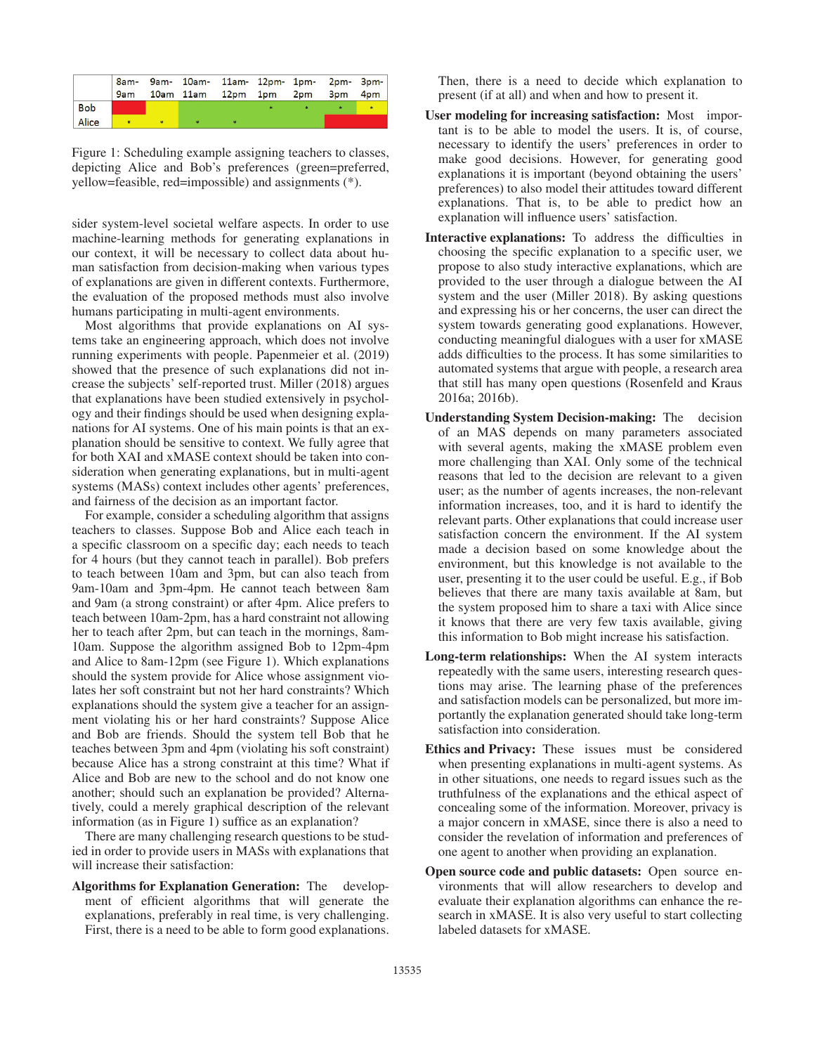| | 8am-9am | 9am-10am | 10am-11am | 11am-12pm | 12pm-1pm | 1pm-2pm | 2pm-3pm | 3pm-4pm |
|---|---|---|---|---|---|---|---|---|
| Bob | | | | | * | * | * | * |
| Alice | * | * | * | * | | | | |

Figure 1: Scheduling example assigning teachers to classes, depicting Alice and Bob's preferences (green=preferred, yellow=feasible, red=impossible) and assignments (*).

sider system-level societal welfare aspects. In order to use machine-learning methods for generating explanations in our context, it will be necessary to collect data about human satisfaction from decision-making when various types of explanations are given in different contexts. Furthermore, the evaluation of the proposed methods must also involve humans participating in multi-agent environments.

Most algorithms that provide explanations on AI systems take an engineering approach, which does not involve running experiments with people. Papenmeier et al. (2019) showed that the presence of such explanations did not increase the subjects' self-reported trust. Miller (2018) argues that explanations have been studied extensively in psychology and their findings should be used when designing explanations for AI systems. One of his main points is that an explanation should be sensitive to context. We fully agree that for both XAI and xMASE context should be taken into consideration when generating explanations, but in multi-agent systems (MASs) context includes other agents' preferences, and fairness of the decision as an important factor.

For example, consider a scheduling algorithm that assigns teachers to classes. Suppose Bob and Alice each teach in a specific classroom on a specific day; each needs to teach for 4 hours (but they cannot teach in parallel). Bob prefers to teach between 10am and 3pm, but can also teach from 9am-10am and 3pm-4pm. He cannot teach between 8am and 9am (a strong constraint) or after 4pm. Alice prefers to teach between 10am-2pm, has a hard constraint not allowing her to teach after 2pm, but can teach in the mornings, 8am-10am. Suppose the algorithm assigned Bob to 12pm-4pm and Alice to 8am-12pm (see Figure 1). Which explanations should the system provide for Alice whose assignment violates her soft constraint but not her hard constraints? Which explanations should the system give a teacher for an assignment violating his or her hard constraints? Suppose Alice and Bob are friends. Should the system tell Bob that he teaches between 3pm and 4pm (violating his soft constraint) because Alice has a strong constraint at this time? What if Alice and Bob are new to the school and do not know one another; should such an explanation be provided? Alternatively, could a merely graphical description of the relevant information (as in Figure 1) suffice as an explanation?

There are many challenging research questions to be studied in order to provide users in MASs with explanations that will increase their satisfaction:

**Algorithms for Explanation Generation:** The development of efficient algorithms that will generate the explanations, preferably in real time, is very challenging. First, there is a need to be able to form good explanations. Then, there is a need to decide which explanation to present (if at all) and when and how to present it.

**User modeling for increasing satisfaction:** Most important is to be able to model the users. It is, of course, necessary to identify the users' preferences in order to make good decisions. However, for generating good explanations it is important (beyond obtaining the users' preferences) to also model their attitudes toward different explanations. That is, to be able to predict how an explanation will influence users' satisfaction.

**Interactive explanations:** To address the difficulties in choosing the specific explanation to a specific user, we propose to also study interactive explanations, which are provided to the user through a dialogue between the AI system and the user (Miller 2018). By asking questions and expressing his or her concerns, the user can direct the system towards generating good explanations. However, conducting meaningful dialogues with a user for xMASE adds difficulties to the process. It has some similarities to automated systems that argue with people, a research area that still has many open questions (Rosenfeld and Kraus 2016a; 2016b).

**Understanding System Decision-making:** The decision of an MAS depends on many parameters associated with several agents, making the xMASE problem even more challenging than XAI. Only some of the technical reasons that led to the decision are relevant to a given user; as the number of agents increases, the non-relevant information increases, too, and it is hard to identify the relevant parts. Other explanations that could increase user satisfaction concern the environment. If the AI system made a decision based on some knowledge about the environment, but this knowledge is not available to the user, presenting it to the user could be useful. E.g., if Bob believes that there are many taxis available at 8am, but the system proposed him to share a taxi with Alice since it knows that there are very few taxis available, giving this information to Bob might increase his satisfaction.

**Long-term relationships:** When the AI system interacts repeatedly with the same users, interesting research questions may arise. The learning phase of the preferences and satisfaction models can be personalized, but more importantly the explanation generated should take long-term satisfaction into consideration.

**Ethics and Privacy:** These issues must be considered when presenting explanations in multi-agent systems. As in other situations, one needs to regard issues such as the truthfulness of the explanations and the ethical aspect of concealing some of the information. Moreover, privacy is a major concern in xMASE, since there is also a need to consider the revelation of information and preferences of one agent to another when providing an explanation.

**Open source code and public datasets:** Open source environments that will allow researchers to develop and evaluate their explanation algorithms can enhance the research in xMASE. It is also very useful to start collecting labeled datasets for xMASE.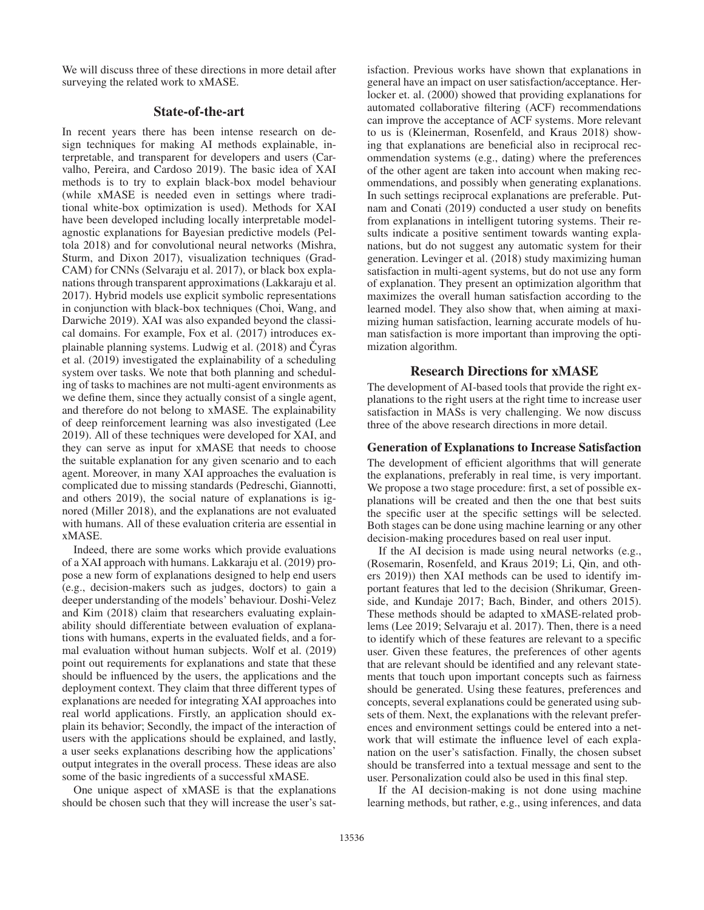We will discuss three of these directions in more detail after surveying the related work to xMASE.

## State-of-the-art

In recent years there has been intense research on design techniques for making AI methods explainable, interpretable, and transparent for developers and users (Carvalho, Pereira, and Cardoso 2019). The basic idea of XAI methods is to try to explain black-box model behaviour (while xMASE is needed even in settings where traditional white-box optimization is used). Methods for XAI have been developed including locally interpretable model-agnostic explanations for Bayesian predictive models (Peltola 2018) and for convolutional neural networks (Mishra, Sturm, and Dixon 2017), visualization techniques (Grad-CAM) for CNNs (Selvaraju et al. 2017), or black box explanations through transparent approximations (Lakkaraju et al. 2017). Hybrid models use explicit symbolic representations in conjunction with black-box techniques (Choi, Wang, and Darwiche 2019). XAI was also expanded beyond the classical domains. For example, Fox et al. (2017) introduces explainable planning systems. Ludwig et al. (2018) and Čyras et al. (2019) investigated the explainability of a scheduling system over tasks. We note that both planning and scheduling of tasks to machines are not multi-agent environments as we define them, since they actually consist of a single agent, and therefore do not belong to xMASE. The explainability of deep reinforcement learning was also investigated (Lee 2019). All of these techniques were developed for XAI, and they can serve as input for xMASE that needs to choose the suitable explanation for any given scenario and to each agent. Moreover, in many XAI approaches the evaluation is complicated due to missing standards (Pedreschi, Giannotti, and others 2019), the social nature of explanations is ignored (Miller 2018), and the explanations are not evaluated with humans. All of these evaluation criteria are essential in xMASE.

Indeed, there are some works which provide evaluations of a XAI approach with humans. Lakkaraju et al. (2019) propose a new form of explanations designed to help end users (e.g., decision-makers such as judges, doctors) to gain a deeper understanding of the models' behaviour. Doshi-Velez and Kim (2018) claim that researchers evaluating explainability should differentiate between evaluation of explanations with humans, experts in the evaluated fields, and a formal evaluation without human subjects. Wolf et al. (2019) point out requirements for explanations and state that these should be influenced by the users, the applications and the deployment context. They claim that three different types of explanations are needed for integrating XAI approaches into real world applications. Firstly, an application should explain its behavior; Secondly, the impact of the interaction of users with the applications should be explained, and lastly, a user seeks explanations describing how the applications' output integrates in the overall process. These ideas are also some of the basic ingredients of a successful xMASE.

One unique aspect of xMASE is that the explanations should be chosen such that they will increase the user's satisfaction. Previous works have shown that explanations in general have an impact on user satisfaction/acceptance. Herlocker et. al. (2000) showed that providing explanations for automated collaborative filtering (ACF) recommendations can improve the acceptance of ACF systems. More relevant to us is (Kleinerman, Rosenfeld, and Kraus 2018) showing that explanations are beneficial also in reciprocal recommendation systems (e.g., dating) where the preferences of the other agent are taken into account when making recommendations, and possibly when generating explanations. In such settings reciprocal explanations are preferable. Putnam and Conati (2019) conducted a user study on benefits from explanations in intelligent tutoring systems. Their results indicate a positive sentiment towards wanting explanations, but do not suggest any automatic system for their generation. Levinger et al. (2018) study maximizing human satisfaction in multi-agent systems, but do not use any form of explanation. They present an optimization algorithm that maximizes the overall human satisfaction according to the learned model. They also show that, when aiming at maximizing human satisfaction, learning accurate models of human satisfaction is more important than improving the optimization algorithm.

## Research Directions for xMASE

The development of AI-based tools that provide the right explanations to the right users at the right time to increase user satisfaction in MASs is very challenging. We now discuss three of the above research directions in more detail.

### Generation of Explanations to Increase Satisfaction

The development of efficient algorithms that will generate the explanations, preferably in real time, is very important. We propose a two stage procedure: first, a set of possible explanations will be created and then the one that best suits the specific user at the specific settings will be selected. Both stages can be done using machine learning or any other decision-making procedures based on real user input.

If the AI decision is made using neural networks (e.g., (Rosemarin, Rosenfeld, and Kraus 2019; Li, Qin, and others 2019)) then XAI methods can be used to identify important features that led to the decision (Shrikumar, Greenside, and Kundaje 2017; Bach, Binder, and others 2015). These methods should be adapted to xMASE-related problems (Lee 2019; Selvaraju et al. 2017). Then, there is a need to identify which of these features are relevant to a specific user. Given these features, the preferences of other agents that are relevant should be identified and any relevant statements that touch upon important concepts such as fairness should be generated. Using these features, preferences and concepts, several explanations could be generated using subsets of them. Next, the explanations with the relevant preferences and environment settings could be entered into a network that will estimate the influence level of each explanation on the user's satisfaction. Finally, the chosen subset should be transferred into a textual message and sent to the user. Personalization could also be used in this final step.

If the AI decision-making is not done using machine learning methods, but rather, e.g., using inferences, and data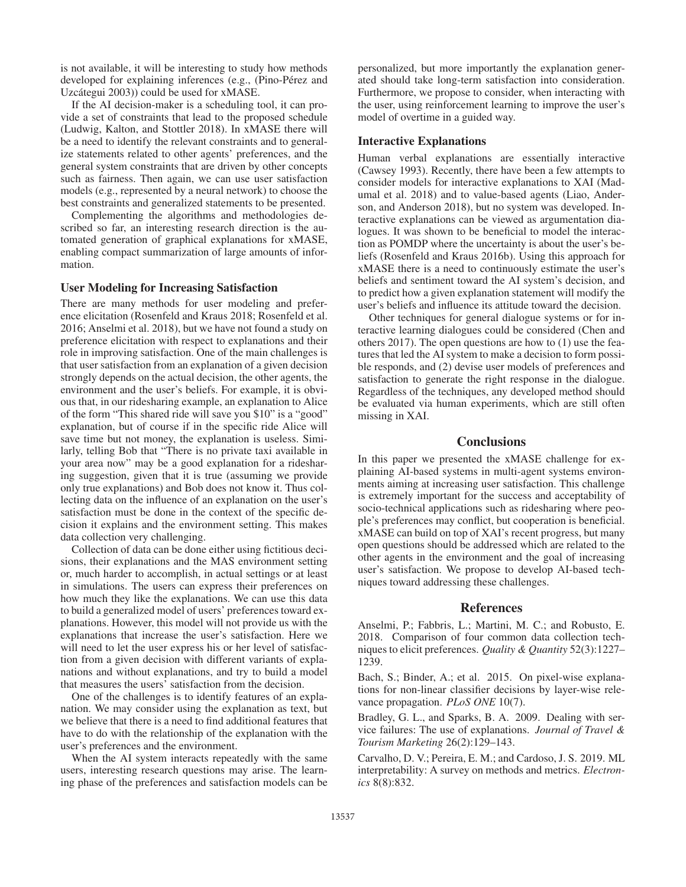is not available, it will be interesting to study how methods developed for explaining inferences (e.g., (Pino-Pérez and Uzcátegui 2003)) could be used for xMASE.

If the AI decision-maker is a scheduling tool, it can provide a set of constraints that lead to the proposed schedule (Ludwig, Kalton, and Stottler 2018). In xMASE there will be a need to identify the relevant constraints and to generalize statements related to other agents' preferences, and the general system constraints that are driven by other concepts such as fairness. Then again, we can use user satisfaction models (e.g., represented by a neural network) to choose the best constraints and generalized statements to be presented.

Complementing the algorithms and methodologies described so far, an interesting research direction is the automated generation of graphical explanations for xMASE, enabling compact summarization of large amounts of information.

## User Modeling for Increasing Satisfaction

There are many methods for user modeling and preference elicitation (Rosenfeld and Kraus 2018; Rosenfeld et al. 2016; Anselmi et al. 2018), but we have not found a study on preference elicitation with respect to explanations and their role in improving satisfaction. One of the main challenges is that user satisfaction from an explanation of a given decision strongly depends on the actual decision, the other agents, the environment and the user's beliefs. For example, it is obvious that, in our ridesharing example, an explanation to Alice of the form "This shared ride will save you $10" is a "good" explanation, but of course if in the specific ride Alice will save time but not money, the explanation is useless. Similarly, telling Bob that "There is no private taxi available in your area now" may be a good explanation for a ridesharing suggestion, given that it is true (assuming we provide only true explanations) and Bob does not know it. Thus collecting data on the influence of an explanation on the user's satisfaction must be done in the context of the specific decision it explains and the environment setting. This makes data collection very challenging.

Collection of data can be done either using fictitious decisions, their explanations and the MAS environment setting or, much harder to accomplish, in actual settings or at least in simulations. The users can express their preferences on how much they like the explanations. We can use this data to build a generalized model of users' preferences toward explanations. However, this model will not provide us with the explanations that increase the user's satisfaction. Here we will need to let the user express his or her level of satisfaction from a given decision with different variants of explanations and without explanations, and try to build a model that measures the users' satisfaction from the decision.

One of the challenges is to identify features of an explanation. We may consider using the explanation as text, but we believe that there is a need to find additional features that have to do with the relationship of the explanation with the user's preferences and the environment.

When the AI system interacts repeatedly with the same users, interesting research questions may arise. The learning phase of the preferences and satisfaction models can be personalized, but more importantly the explanation generated should take long-term satisfaction into consideration. Furthermore, we propose to consider, when interacting with the user, using reinforcement learning to improve the user's model of overtime in a guided way.

## Interactive Explanations

Human verbal explanations are essentially interactive (Cawsey 1993). Recently, there have been a few attempts to consider models for interactive explanations to XAI (Madumal et al. 2018) and to value-based agents (Liao, Anderson, and Anderson 2018), but no system was developed. Interactive explanations can be viewed as argumentation dialogues. It was shown to be beneficial to model the interaction as POMDP where the uncertainty is about the user's beliefs (Rosenfeld and Kraus 2016b). Using this approach for xMASE there is a need to continuously estimate the user's beliefs and sentiment toward the AI system's decision, and to predict how a given explanation statement will modify the user's beliefs and influence its attitude toward the decision.

Other techniques for general dialogue systems or for interactive learning dialogues could be considered (Chen and others 2017). The open questions are how to (1) use the features that led the AI system to make a decision to form possible responds, and (2) devise user models of preferences and satisfaction to generate the right response in the dialogue. Regardless of the techniques, any developed method should be evaluated via human experiments, which are still often missing in XAI.

# Conclusions

In this paper we presented the xMASE challenge for explaining AI-based systems in multi-agent systems environments aiming at increasing user satisfaction. This challenge is extremely important for the success and acceptability of socio-technical applications such as ridesharing where people's preferences may conflict, but cooperation is beneficial. xMASE can build on top of XAI's recent progress, but many open questions should be addressed which are related to the other agents in the environment and the goal of increasing user's satisfaction. We propose to develop AI-based techniques toward addressing these challenges.

# References

Anselmi, P.; Fabbris, L.; Martini, M. C.; and Robusto, E. 2018. Comparison of four common data collection techniques to elicit preferences. *Quality & Quantity* 52(3):1227–1239.

Bach, S.; Binder, A.; et al. 2015. On pixel-wise explanations for non-linear classifier decisions by layer-wise relevance propagation. *PLoS ONE* 10(7).

Bradley, G. L., and Sparks, B. A. 2009. Dealing with service failures: The use of explanations. *Journal of Travel & Tourism Marketing* 26(2):129–143.

Carvalho, D. V.; Pereira, E. M.; and Cardoso, J. S. 2019. ML interpretability: A survey on methods and metrics. *Electronics* 8(8):832.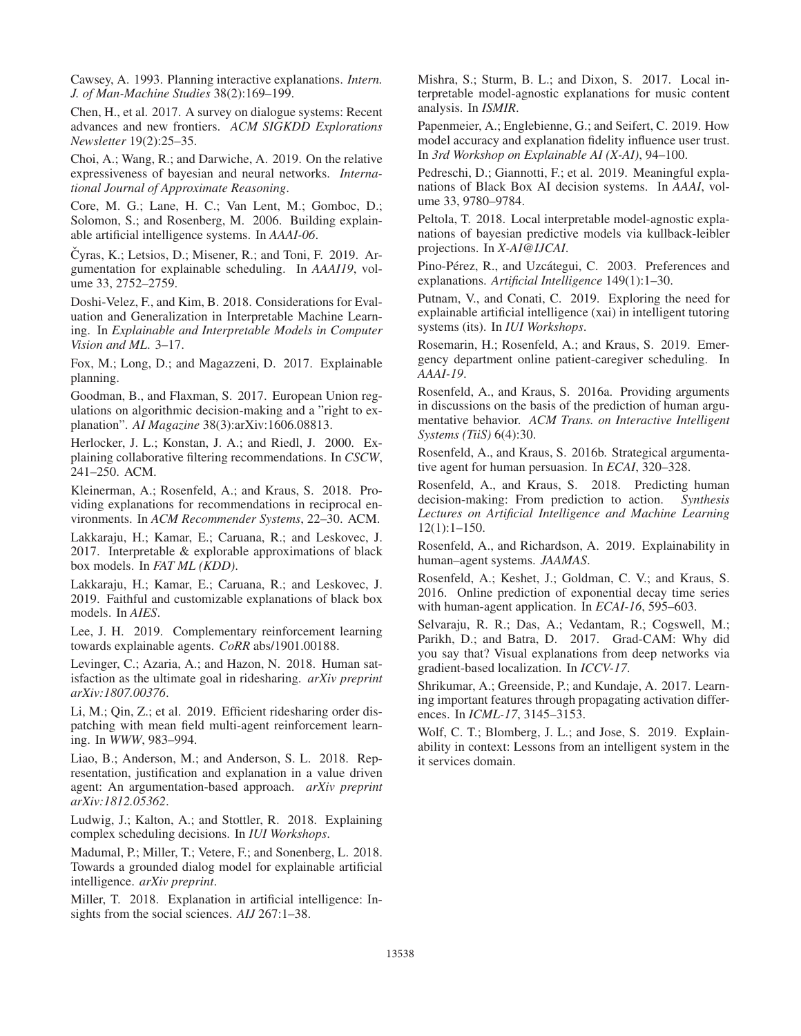Cawsey, A. 1993. Planning interactive explanations. *Intern. J. of Man-Machine Studies* 38(2):169–199.

Chen, H., et al. 2017. A survey on dialogue systems: Recent advances and new frontiers. *ACM SIGKDD Explorations Newsletter* 19(2):25–35.

Choi, A.; Wang, R.; and Darwiche, A. 2019. On the relative expressiveness of bayesian and neural networks. *International Journal of Approximate Reasoning*.

Core, M. G.; Lane, H. C.; Van Lent, M.; Gomboc, D.; Solomon, S.; and Rosenberg, M. 2006. Building explainable artificial intelligence systems. In *AAAI-06*.

Čyras, K.; Letsios, D.; Misener, R.; and Toni, F. 2019. Argumentation for explainable scheduling. In *AAAI19*, volume 33, 2752–2759.

Doshi-Velez, F., and Kim, B. 2018. Considerations for Evaluation and Generalization in Interpretable Machine Learning. In *Explainable and Interpretable Models in Computer Vision and ML*. 3–17.

Fox, M.; Long, D.; and Magazzeni, D. 2017. Explainable planning.

Goodman, B., and Flaxman, S. 2017. European Union regulations on algorithmic decision-making and a "right to explanation". *AI Magazine* 38(3):arXiv:1606.08813.

Herlocker, J. L.; Konstan, J. A.; and Riedl, J. 2000. Explaining collaborative filtering recommendations. In *CSCW*, 241–250. ACM.

Kleinerman, A.; Rosenfeld, A.; and Kraus, S. 2018. Providing explanations for recommendations in reciprocal environments. In *ACM Recommender Systems*, 22–30. ACM.

Lakkaraju, H.; Kamar, E.; Caruana, R.; and Leskovec, J. 2017. Interpretable & explorable approximations of black box models. In *FAT ML (KDD)*.

Lakkaraju, H.; Kamar, E.; Caruana, R.; and Leskovec, J. 2019. Faithful and customizable explanations of black box models. In *AIES*.

Lee, J. H. 2019. Complementary reinforcement learning towards explainable agents. *CoRR* abs/1901.00188.

Levinger, C.; Azaria, A.; and Hazon, N. 2018. Human satisfaction as the ultimate goal in ridesharing. *arXiv preprint arXiv:1807.00376*.

Li, M.; Qin, Z.; et al. 2019. Efficient ridesharing order dispatching with mean field multi-agent reinforcement learning. In *WWW*, 983–994.

Liao, B.; Anderson, M.; and Anderson, S. L. 2018. Representation, justification and explanation in a value driven agent: An argumentation-based approach. *arXiv preprint arXiv:1812.05362*.

Ludwig, J.; Kalton, A.; and Stottler, R. 2018. Explaining complex scheduling decisions. In *IUI Workshops*.

Madumal, P.; Miller, T.; Vetere, F.; and Sonenberg, L. 2018. Towards a grounded dialog model for explainable artificial intelligence. *arXiv preprint*.

Miller, T. 2018. Explanation in artificial intelligence: Insights from the social sciences. *AIJ* 267:1–38.

Mishra, S.; Sturm, B. L.; and Dixon, S. 2017. Local interpretable model-agnostic explanations for music content analysis. In *ISMIR*.

Papenmeier, A.; Englebienne, G.; and Seifert, C. 2019. How model accuracy and explanation fidelity influence user trust. In *3rd Workshop on Explainable AI (X-AI)*, 94–100.

Pedreschi, D.; Giannotti, F.; et al. 2019. Meaningful explanations of Black Box AI decision systems. In *AAAI*, volume 33, 9780–9784.

Peltola, T. 2018. Local interpretable model-agnostic explanations of bayesian predictive models via kullback-leibler projections. In *X-AI@IJCAI*.

Pino-Pérez, R., and Uzcátegui, C. 2003. Preferences and explanations. *Artificial Intelligence* 149(1):1–30.

Putnam, V., and Conati, C. 2019. Exploring the need for explainable artificial intelligence (xai) in intelligent tutoring systems (its). In *IUI Workshops*.

Rosemarin, H.; Rosenfeld, A.; and Kraus, S. 2019. Emergency department online patient-caregiver scheduling. In *AAAI-19*.

Rosenfeld, A., and Kraus, S. 2016a. Providing arguments in discussions on the basis of the prediction of human argumentative behavior. *ACM Trans. on Interactive Intelligent Systems (TiiS)* 6(4):30.

Rosenfeld, A., and Kraus, S. 2016b. Strategical argumentative agent for human persuasion. In *ECAI*, 320–328.

Rosenfeld, A., and Kraus, S. 2018. Predicting human decision-making: From prediction to action. *Synthesis Lectures on Artificial Intelligence and Machine Learning* 12(1):1–150.

Rosenfeld, A., and Richardson, A. 2019. Explainability in human–agent systems. *JAAMAS*.

Rosenfeld, A.; Keshet, J.; Goldman, C. V.; and Kraus, S. 2016. Online prediction of exponential decay time series with human-agent application. In *ECAI-16*, 595–603.

Selvaraju, R. R.; Das, A.; Vedantam, R.; Cogswell, M.; Parikh, D.; and Batra, D. 2017. Grad-CAM: Why did you say that? Visual explanations from deep networks via gradient-based localization. In *ICCV-17*.

Shrikumar, A.; Greenside, P.; and Kundaje, A. 2017. Learning important features through propagating activation differences. In *ICML-17*, 3145–3153.

Wolf, C. T.; Blomberg, J. L.; and Jose, S. 2019. Explainability in context: Lessons from an intelligent system in the it services domain.